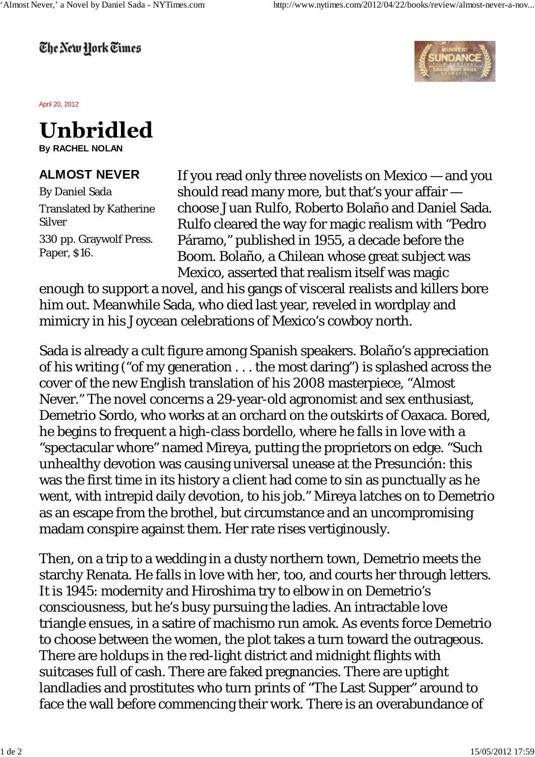The New York Times

April 20, 2012

# Unbridled

**By RACHEL NOLAN**

**ALMOST NEVER**

By Daniel Sada

Translated by Katherine Silver

330 pp. Graywolf Press. Paper, $16.

If you read only three novelists on Mexico — and you should read many more, but that's your affair — choose Juan Rulfo, Roberto Bolaño and Daniel Sada. Rulfo cleared the way for magic realism with "Pedro Páramo," published in 1955, a decade before the Boom. Bolaño, a Chilean whose great subject was Mexico, asserted that realism itself was magic enough to support a novel, and his gangs of visceral realists and killers bore him out. Meanwhile Sada, who died last year, reveled in wordplay and mimicry in his Joycean celebrations of Mexico's cowboy north.

Sada is already a cult figure among Spanish speakers. Bolaño's appreciation of his writing ("of my generation . . . the most daring") is splashed across the cover of the new English translation of his 2008 masterpiece, "Almost Never." The novel concerns a 29-year-old agronomist and sex enthusiast, Demetrio Sordo, who works at an orchard on the outskirts of Oaxaca. Bored, he begins to frequent a high-class bordello, where he falls in love with a "spectacular whore" named Mireya, putting the proprietors on edge. "Such unhealthy devotion was causing universal unease at the Presunción: this was the first time in its history a client had come to sin as punctually as he went, with intrepid daily devotion, to his job." Mireya latches on to Demetrio as an escape from the brothel, but circumstance and an uncompromising madam conspire against them. Her rate rises vertiginously.

Then, on a trip to a wedding in a dusty northern town, Demetrio meets the starchy Renata. He falls in love with her, too, and courts her through letters. It is 1945: modernity and Hiroshima try to elbow in on Demetrio's consciousness, but he's busy pursuing the ladies. An intractable love triangle ensues, in a satire of machismo run amok. As events force Demetrio to choose between the women, the plot takes a turn toward the outrageous. There are holdups in the red-light district and midnight flights with suitcases full of cash. There are faked pregnancies. There are uptight landladies and prostitutes who turn prints of "The Last Supper" around to face the wall before commencing their work. There is an overabundance of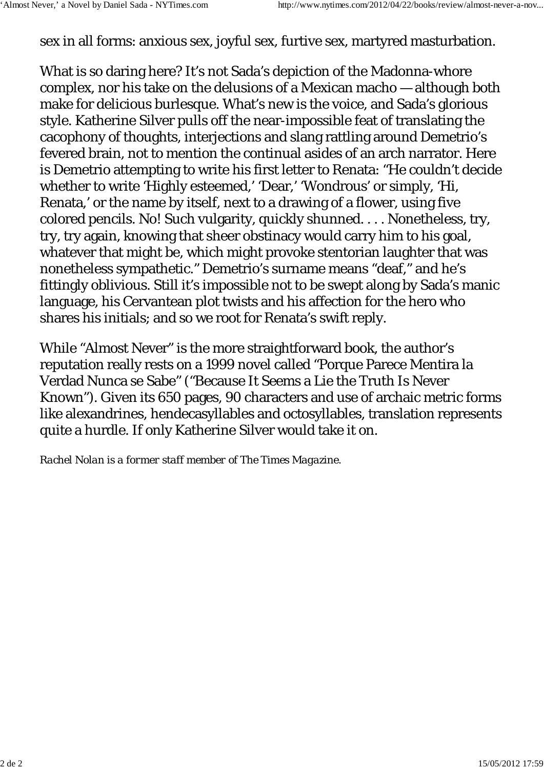sex in all forms: anxious sex, joyful sex, furtive sex, martyred masturbation.

What is so daring here? It's not Sada's depiction of the Madonna-whore complex, nor his take on the delusions of a Mexican macho — although both make for delicious burlesque. What's new is the voice, and Sada's glorious style. Katherine Silver pulls off the near-impossible feat of translating the cacophony of thoughts, interjections and slang rattling around Demetrio's fevered brain, not to mention the continual asides of an arch narrator. Here is Demetrio attempting to write his first letter to Renata: "He couldn't decide whether to write 'Highly esteemed,' 'Dear,' 'Wondrous' or simply, 'Hi, Renata,' or the name by itself, next to a drawing of a flower, using five colored pencils. No! Such vulgarity, quickly shunned. . . . Nonetheless, try, try, try again, knowing that sheer obstinacy would carry him to his goal, whatever that might be, which might provoke stentorian laughter that was nonetheless sympathetic." Demetrio's surname means "deaf," and he's fittingly oblivious. Still it's impossible not to be swept along by Sada's manic language, his Cervantean plot twists and his affection for the hero who shares his initials; and so we root for Renata's swift reply.

While "Almost Never" is the more straightforward book, the author's reputation really rests on a 1999 novel called "Porque Parece Mentira la Verdad Nunca se Sabe" ("Because It Seems a Lie the Truth Is Never Known"). Given its 650 pages, 90 characters and use of archaic metric forms like alexandrines, hendecasyllables and octosyllables, translation represents quite a hurdle. If only Katherine Silver would take it on.

*Rachel Nolan is a former staff member of The Times Magazine.*